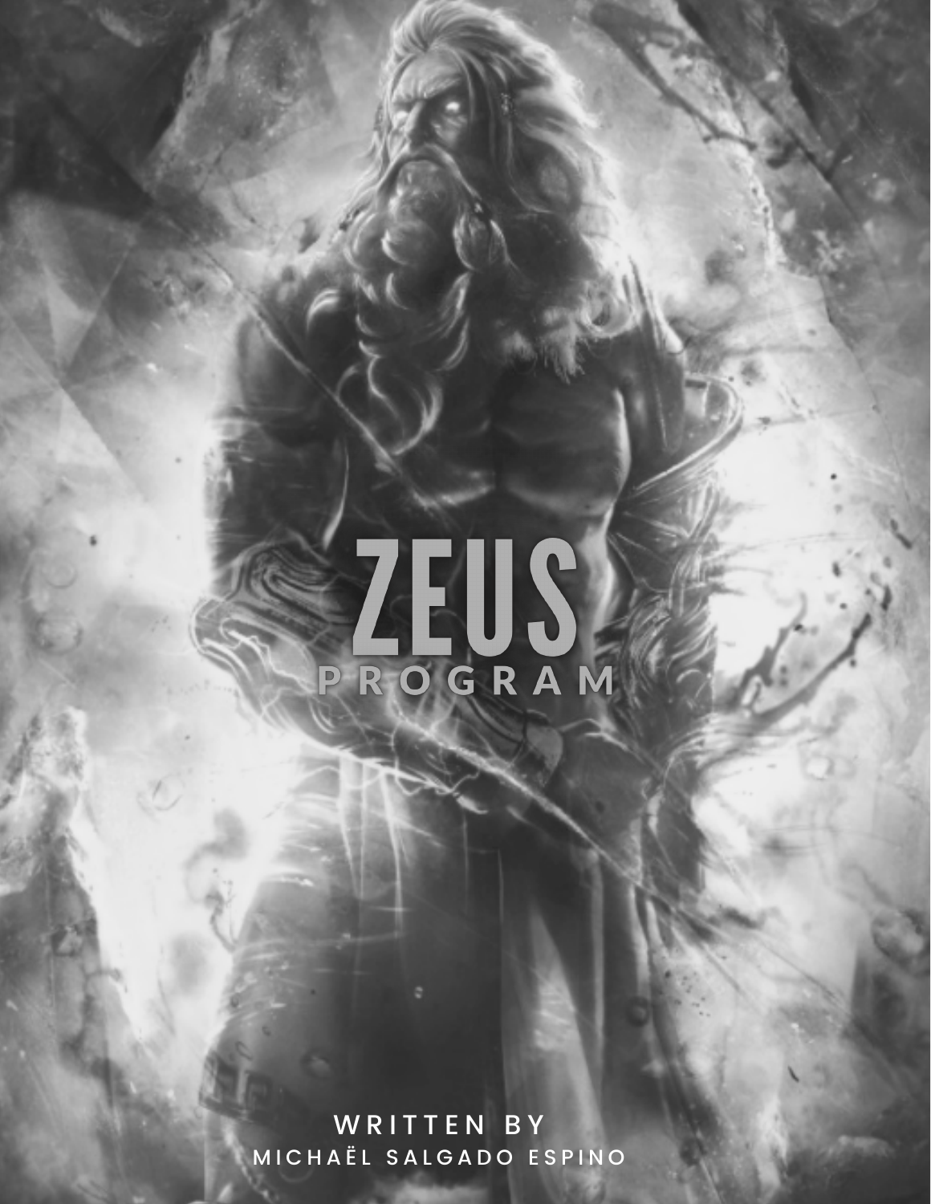# ZEUS

## PROGRAM

WRITTEN BY

MICHAËL SALGADO ESPINO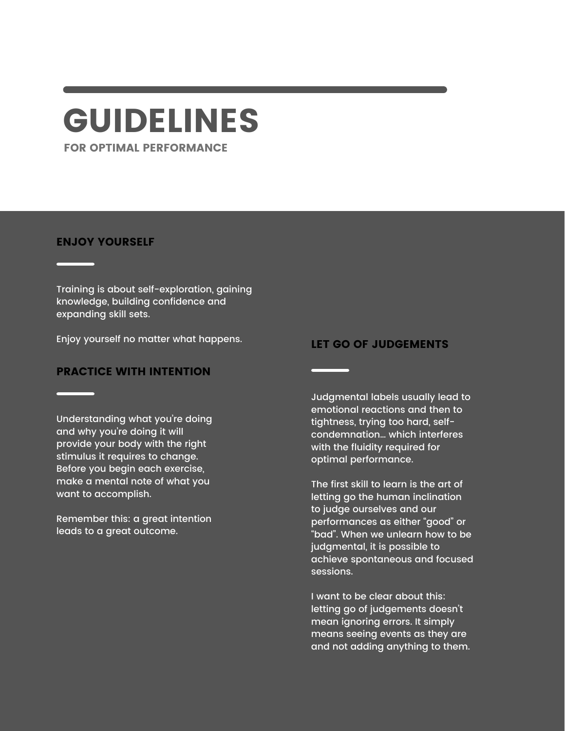# GUIDELINES

**FOR OPTIMAL PERFORMANCE**

## ENJOY YOURSELF

Training is about self-exploration, gaining knowledge, building confidence and expanding skill sets.

Enjoy yourself no matter what happens.

## PRACTICE WITH INTENTION

Understanding what you're doing and why you're doing it will provide your body with the right stimulus it requires to change. Before you begin each exercise, make a mental note of what you want to accomplish.

Remember this: a great intention leads to a great outcome.

## LET GO OF JUDGEMENTS

Judgmental labels usually lead to emotional reactions and then to tightness, trying too hard, self-condemnation… which interferes with the fluidity required for optimal performance.

The first skill to learn is the art of letting go the human inclination to judge ourselves and our performances as either "good" or "bad". When we unlearn how to be judgmental, it is possible to achieve spontaneous and focused sessions.

I want to be clear about this: letting go of judgements doesn't mean ignoring errors. It simply means seeing events as they are and not adding anything to them.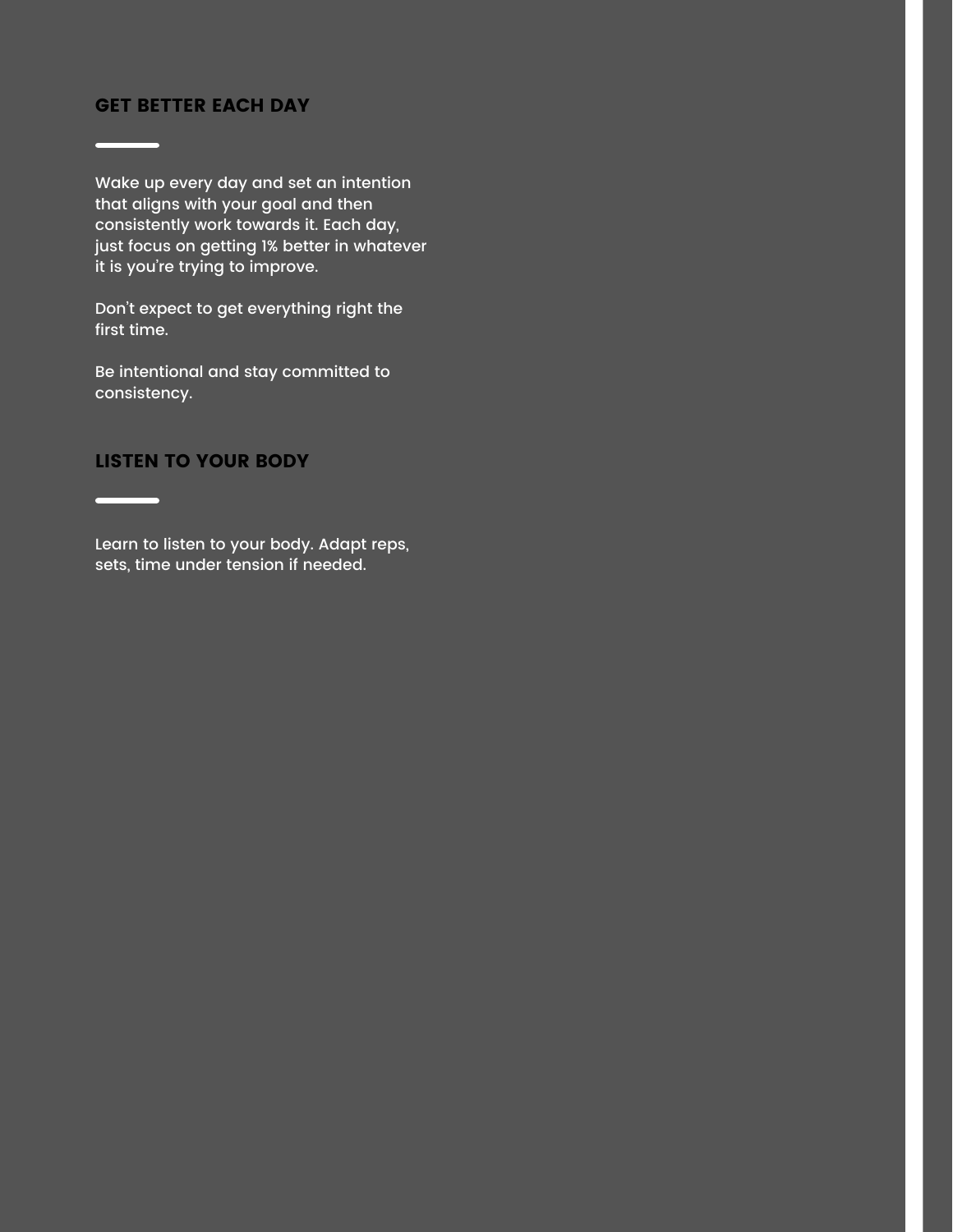## GET BETTER EACH DAY

Wake up every day and set an intention that aligns with your goal and then consistently work towards it. Each day, just focus on getting 1% better in whatever it is you're trying to improve.

Don't expect to get everything right the first time.

Be intentional and stay committed to consistency.

## LISTEN TO YOUR BODY

Learn to listen to your body. Adapt reps, sets, time under tension if needed.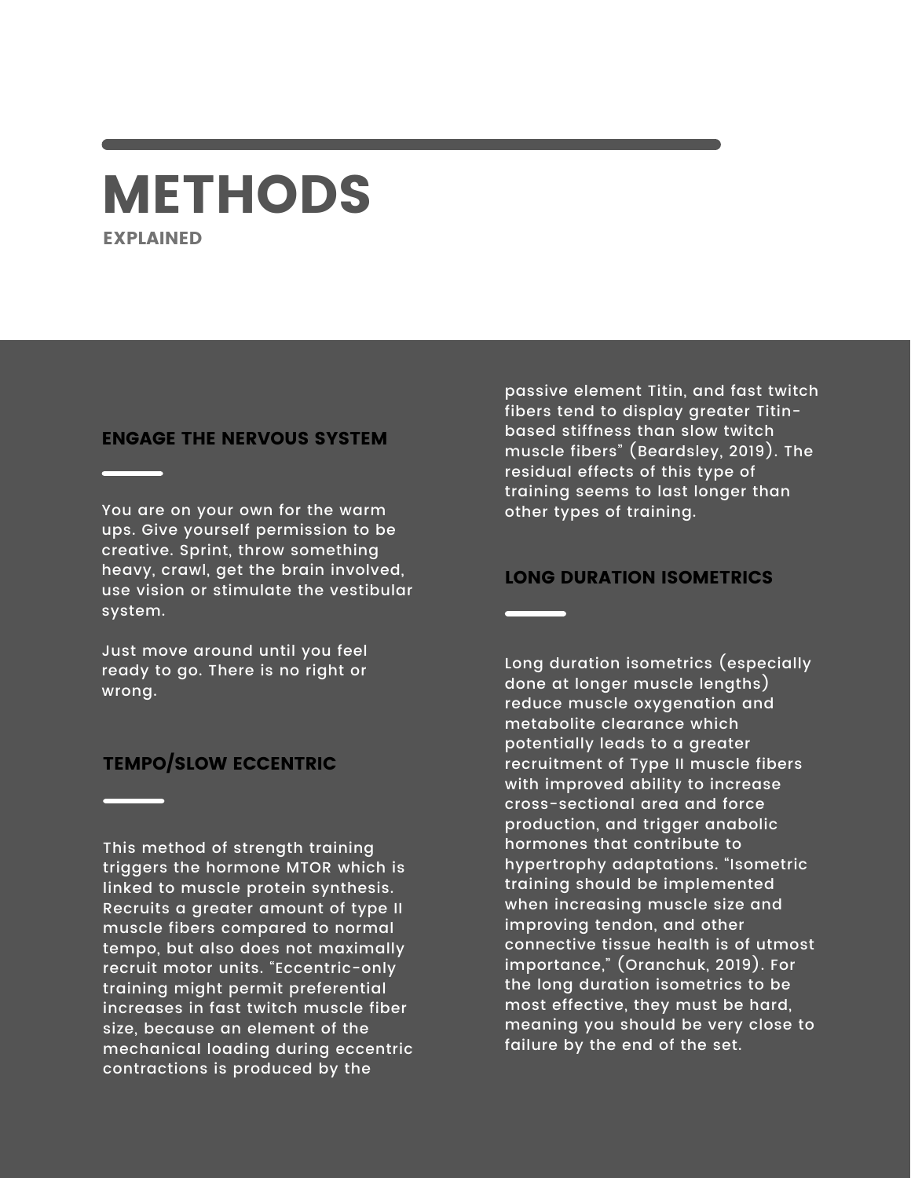# METHODS

EXPLAINED

## ENGAGE THE NERVOUS SYSTEM

You are on your own for the warm ups. Give yourself permission to be creative. Sprint, throw something heavy, crawl, get the brain involved, use vision or stimulate the vestibular system.

Just move around until you feel ready to go. There is no right or wrong.

## TEMPO/SLOW ECCENTRIC

This method of strength training triggers the hormone MTOR which is linked to muscle protein synthesis. Recruits a greater amount of type II muscle fibers compared to normal tempo, but also does not maximally recruit motor units. "Eccentric-only training might permit preferential increases in fast twitch muscle fiber size, because an element of the mechanical loading during eccentric contractions is produced by the passive element Titin, and fast twitch fibers tend to display greater Titin-based stiffness than slow twitch muscle fibers" (Beardsley, 2019). The residual effects of this type of training seems to last longer than other types of training.

## LONG DURATION ISOMETRICS

Long duration isometrics (especially done at longer muscle lengths) reduce muscle oxygenation and metabolite clearance which potentially leads to a greater recruitment of Type II muscle fibers with improved ability to increase cross-sectional area and force production, and trigger anabolic hormones that contribute to hypertrophy adaptations. "Isometric training should be implemented when increasing muscle size and improving tendon, and other connective tissue health is of utmost importance," (Oranchuk, 2019). For the long duration isometrics to be most effective, they must be hard, meaning you should be very close to failure by the end of the set.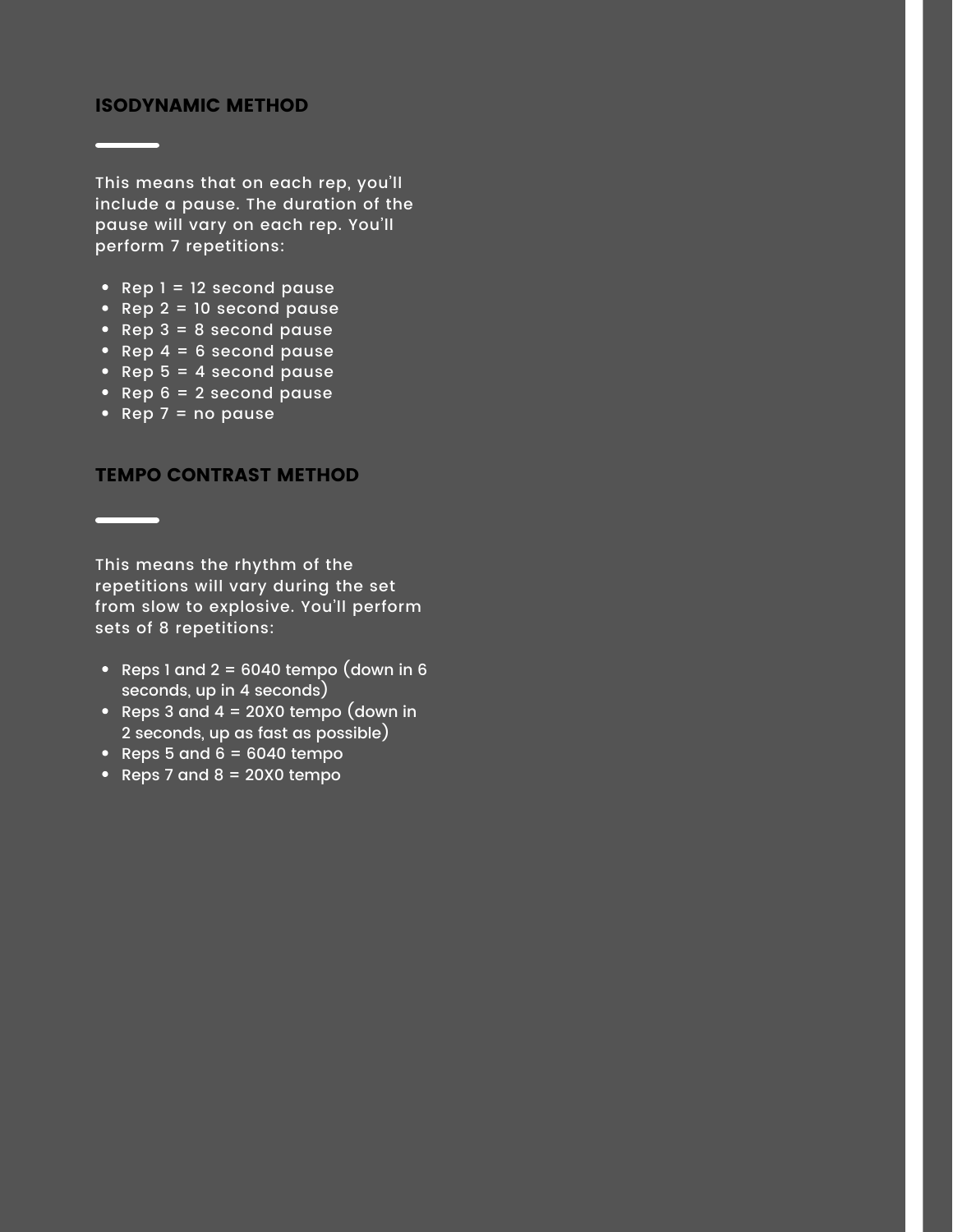## ISODYNAMIC METHOD

This means that on each rep, you'll include a pause. The duration of the pause will vary on each rep. You'll perform 7 repetitions:

- Rep 1 = 12 second pause
- Rep 2 = 10 second pause
- Rep 3 = 8 second pause
- Rep 4 = 6 second pause
- Rep 5 = 4 second pause
- Rep 6 = 2 second pause
- Rep 7 = no pause

## TEMPO CONTRAST METHOD

This means the rhythm of the repetitions will vary during the set from slow to explosive. You'll perform sets of 8 repetitions:

- Reps 1 and 2 = 6040 tempo (down in 6 seconds, up in 4 seconds)
- Reps 3 and 4 = 20X0 tempo (down in 2 seconds, up as fast as possible)
- Reps 5 and 6 = 6040 tempo
- Reps 7 and 8 = 20X0 tempo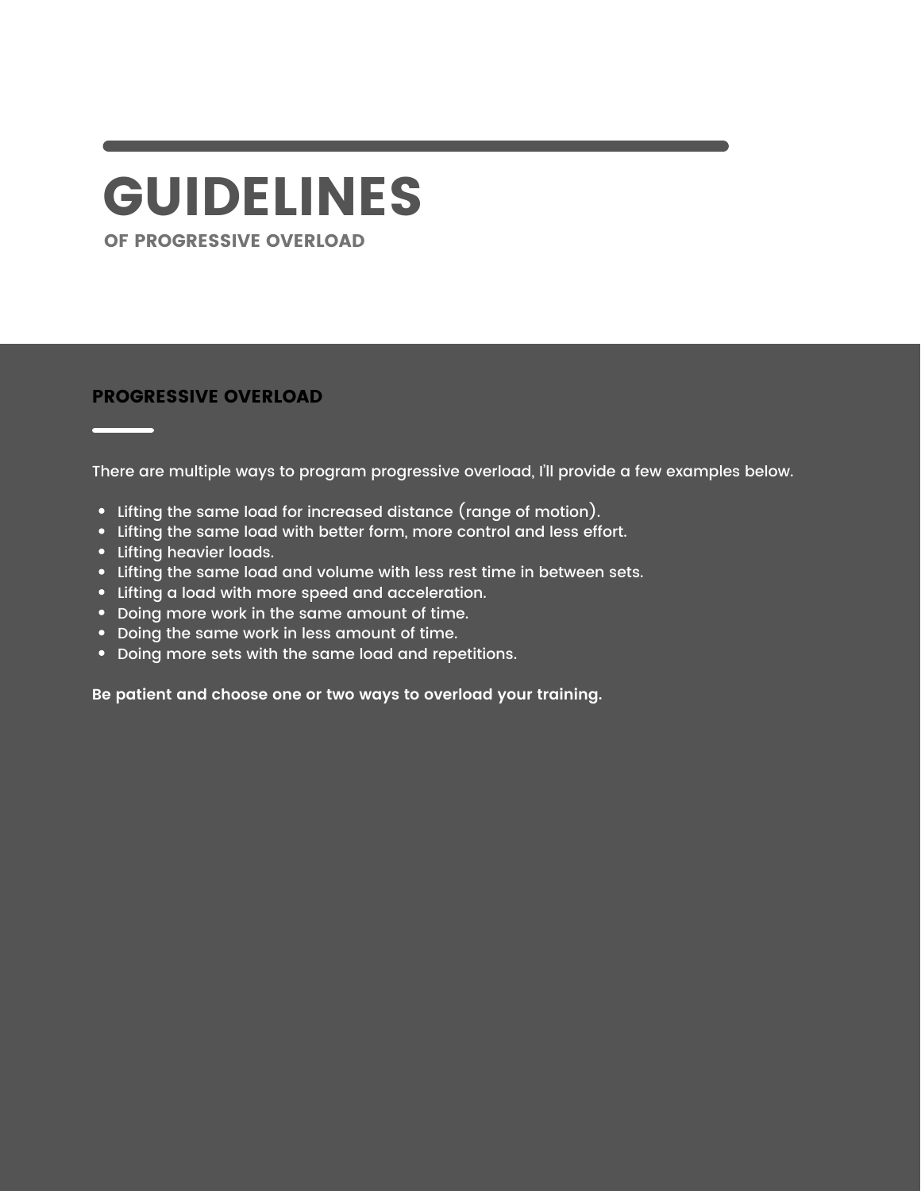# GUIDELINES

## OF PROGRESSIVE OVERLOAD

### PROGRESSIVE OVERLOAD

There are multiple ways to program progressive overload, I'll provide a few examples below.

- Lifting the same load for increased distance (range of motion).
- Lifting the same load with better form, more control and less effort.
- Lifting heavier loads.
- Lifting the same load and volume with less rest time in between sets.
- Lifting a load with more speed and acceleration.
- Doing more work in the same amount of time.
- Doing the same work in less amount of time.
- Doing more sets with the same load and repetitions.

**Be patient and choose one or two ways to overload your training.**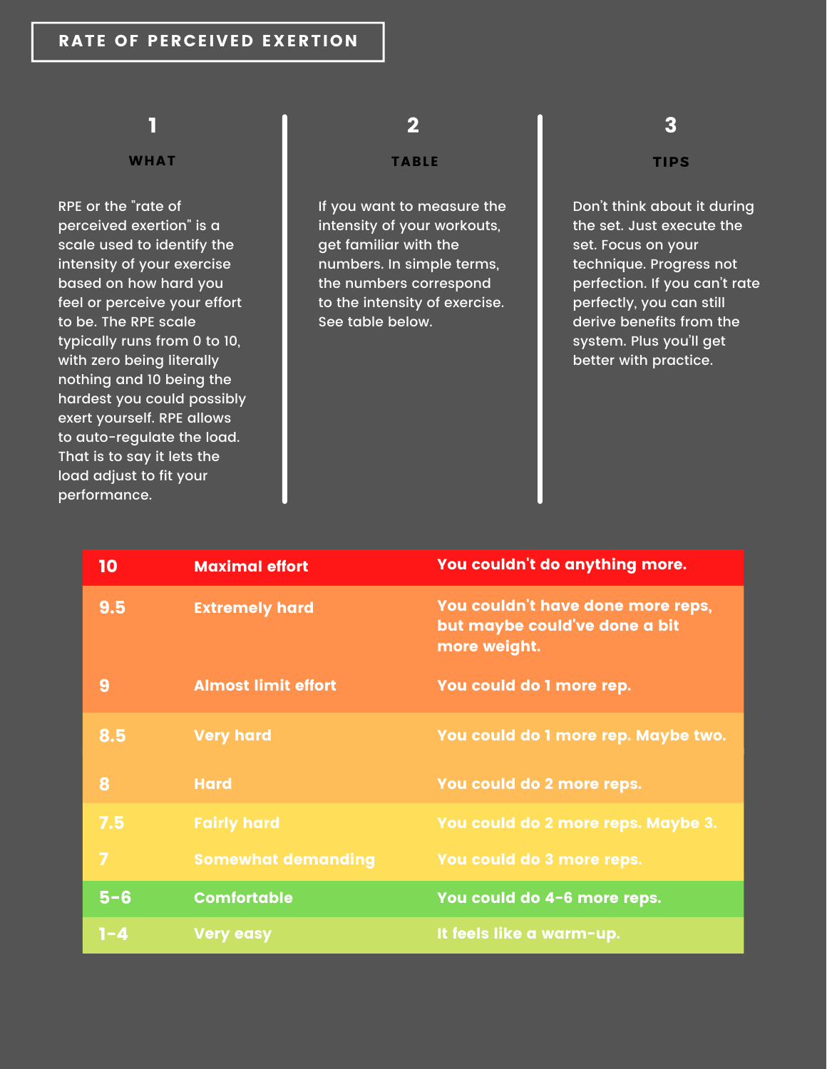# RATE OF PERCEIVED EXERTION

## 1

### WHAT

RPE or the "rate of perceived exertion" is a scale used to identify the intensity of your exercise based on how hard you feel or perceive your effort to be. The RPE scale typically runs from 0 to 10, with zero being literally nothing and 10 being the hardest you could possibly exert yourself. RPE allows to auto-regulate the load. That is to say it lets the load adjust to fit your performance.

## 2

### TABLE

If you want to measure the intensity of your workouts, get familiar with the numbers. In simple terms, the numbers correspond to the intensity of exercise. See table below.

## 3

### TIPS

Don't think about it during the set. Just execute the set. Focus on your technique. Progress not perfection. If you can't rate perfectly, you can still derive benefits from the system. Plus you'll get better with practice.

| RPE | Effort | Description |
|---|---|---|
| 10 | Maximal effort | You couldn't do anything more. |
| 9.5 | Extremely hard | You couldn't have done more reps, but maybe could've done a bit more weight. |
| 9 | Almost limit effort | You could do 1 more rep. |
| 8.5 | Very hard | You could do 1 more rep. Maybe two. |
| 8 | Hard | You could do 2 more reps. |
| 7.5 | Fairly hard | You could do 2 more reps. Maybe 3. |
| 7 | Somewhat demanding | You could do 3 more reps. |
| 5-6 | Comfortable | You could do 4-6 more reps. |
| 1-4 | Very easy | It feels like a warm-up. |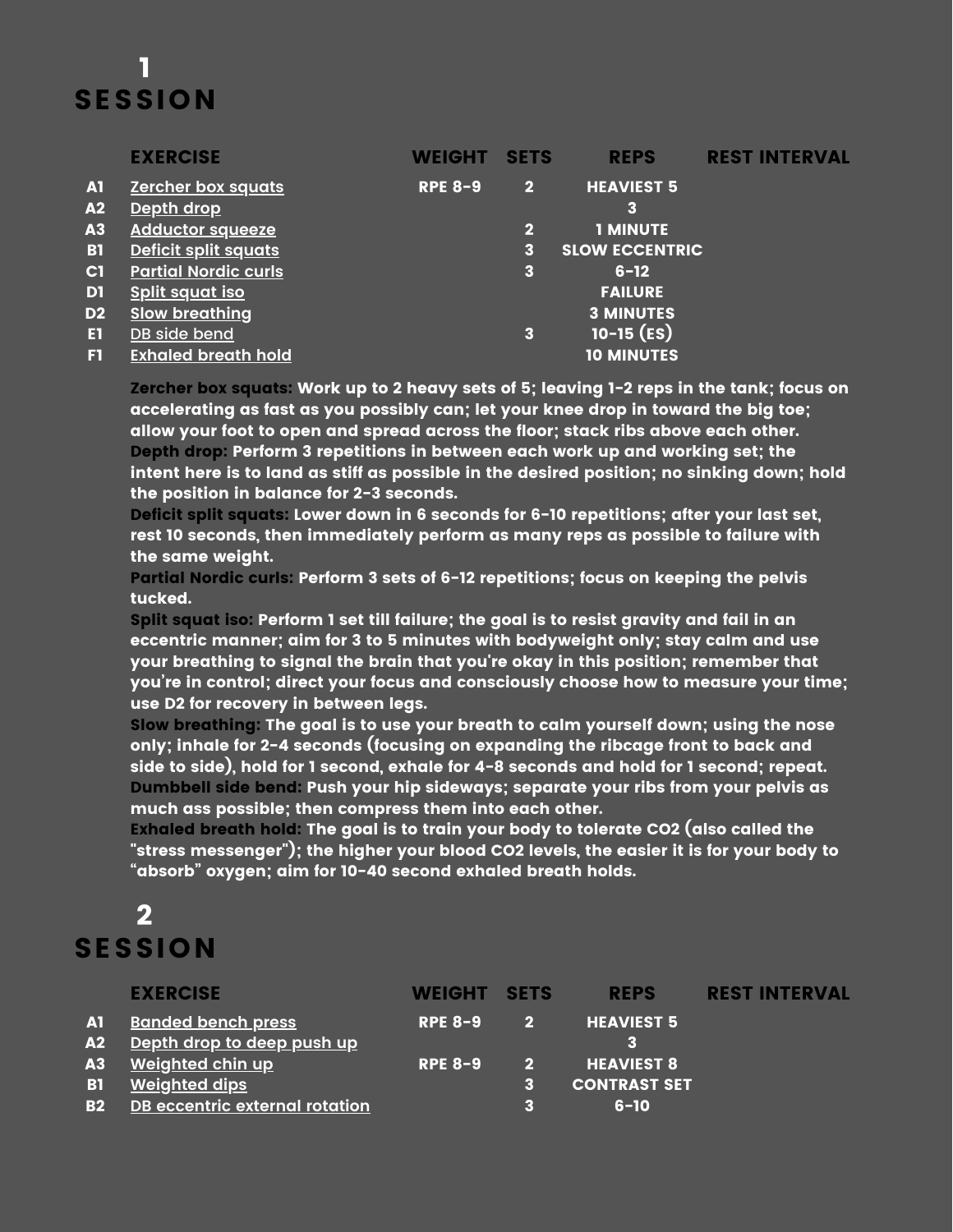# 1 SESSION

| | EXERCISE | WEIGHT | SETS | REPS | REST INTERVAL |
|---|---|---|---|---|---|
| A1 | Zercher box squats | RPE 8-9 | 2 | HEAVIEST 5 | |
| A2 | Depth drop | | | 3 | |
| A3 | Adductor squeeze | | 2 | 1 MINUTE | |
| B1 | Deficit split squats | | 3 | SLOW ECCENTRIC | |
| C1 | Partial Nordic curls | | 3 | 6-12 | |
| D1 | Split squat iso | | | FAILURE | |
| D2 | Slow breathing | | | 3 MINUTES | |
| E1 | DB side bend | | 3 | 10-15 (ES) | |
| F1 | Exhaled breath hold | | | 10 MINUTES | |

**Zercher box squats:** Work up to 2 heavy sets of 5; leaving 1-2 reps in the tank; focus on accelerating as fast as you possibly can; let your knee drop in toward the big toe; allow your foot to open and spread across the floor; stack ribs above each other.
**Depth drop:** Perform 3 repetitions in between each work up and working set; the intent here is to land as stiff as possible in the desired position; no sinking down; hold the position in balance for 2-3 seconds.
**Deficit split squats:** Lower down in 6 seconds for 6-10 repetitions; after your last set, rest 10 seconds, then immediately perform as many reps as possible to failure with the same weight.
**Partial Nordic curls:** Perform 3 sets of 6-12 repetitions; focus on keeping the pelvis tucked.
**Split squat iso:** Perform 1 set till failure; the goal is to resist gravity and fail in an eccentric manner; aim for 3 to 5 minutes with bodyweight only; stay calm and use your breathing to signal the brain that you're okay in this position; remember that you're in control; direct your focus and consciously choose how to measure your time; use D2 for recovery in between legs.
**Slow breathing:** The goal is to use your breath to calm yourself down; using the nose only; inhale for 2-4 seconds (focusing on expanding the ribcage front to back and side to side), hold for 1 second, exhale for 4-8 seconds and hold for 1 second; repeat.
**Dumbbell side bend:** Push your hip sideways; separate your ribs from your pelvis as much ass possible; then compress them into each other.
**Exhaled breath hold:** The goal is to train your body to tolerate $CO_2$ (also called the "stress messenger"); the higher your blood $CO_2$ levels, the easier it is for your body to "absorb" oxygen; aim for 10-40 second exhaled breath holds.

# 2 SESSION

| | EXERCISE | WEIGHT | SETS | REPS | REST INTERVAL |
|---|---|---|---|---|---|
| A1 | Banded bench press | RPE 8-9 | 2 | HEAVIEST 5 | |
| A2 | Depth drop to deep push up | | | 3 | |
| A3 | Weighted chin up | RPE 8-9 | 2 | HEAVIEST 8 | |
| B1 | Weighted dips | | 3 | CONTRAST SET | |
| B2 | DB eccentric external rotation | | 3 | 6-10 | |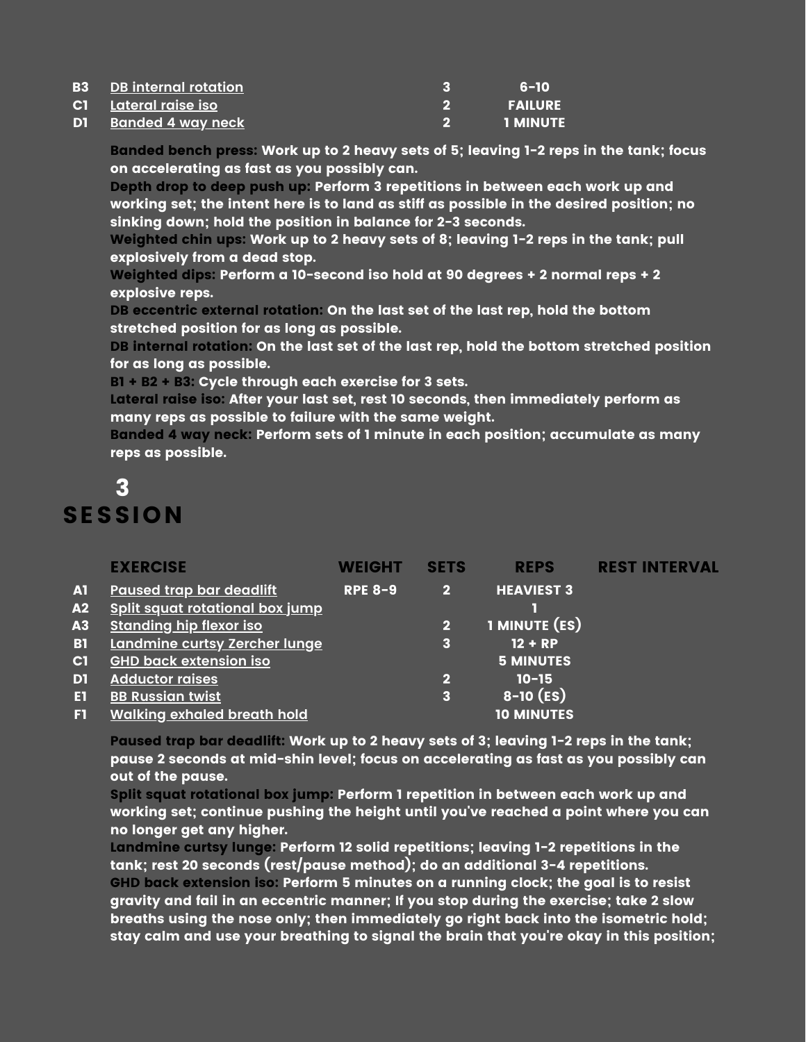| | | | |
|---|---|---|---|
| B3 | DB internal rotation | 3 | 6-10 |
| C1 | Lateral raise iso | 2 | FAILURE |
| D1 | Banded 4 way neck | 2 | 1 MINUTE |

**Banded bench press:** Work up to 2 heavy sets of 5; leaving 1-2 reps in the tank; focus on accelerating as fast as you possibly can.
**Depth drop to deep push up:** Perform 3 repetitions in between each work up and working set; the intent here is to land as stiff as possible in the desired position; no sinking down; hold the position in balance for 2-3 seconds.
**Weighted chin ups:** Work up to 2 heavy sets of 8; leaving 1-2 reps in the tank; pull explosively from a dead stop.
**Weighted dips:** Perform a 10-second iso hold at 90 degrees + 2 normal reps + 2 explosive reps.
**DB eccentric external rotation:** On the last set of the last rep, hold the bottom stretched position for as long as possible.
**DB internal rotation:** On the last set of the last rep, hold the bottom stretched position for as long as possible.
**B1 + B2 + B3:** Cycle through each exercise for 3 sets.
**Lateral raise iso:** After your last set, rest 10 seconds, then immediately perform as many reps as possible to failure with the same weight.
**Banded 4 way neck:** Perform sets of 1 minute in each position; accumulate as many reps as possible.

# 3 SESSION

| | EXERCISE | WEIGHT | SETS | REPS | REST INTERVAL |
|---|---|---|---|---|---|
| A1 | Paused trap bar deadlift | RPE 8-9 | 2 | HEAVIEST 3 | |
| A2 | Split squat rotational box jump | | | 1 | |
| A3 | Standing hip flexor iso | | 2 | 1 MINUTE (ES) | |
| B1 | Landmine curtsy Zercher lunge | | 3 | 12 + RP | |
| C1 | GHD back extension iso | | | 5 MINUTES | |
| D1 | Adductor raises | | 2 | 10-15 | |
| E1 | BB Russian twist | | 3 | 8-10 (ES) | |
| F1 | Walking exhaled breath hold | | | 10 MINUTES | |

**Paused trap bar deadlift:** Work up to 2 heavy sets of 3; leaving 1-2 reps in the tank; pause 2 seconds at mid-shin level; focus on accelerating as fast as you possibly can out of the pause.
**Split squat rotational box jump:** Perform 1 repetition in between each work up and working set; continue pushing the height until you've reached a point where you can no longer get any higher.
**Landmine curtsy lunge:** Perform 12 solid repetitions; leaving 1-2 repetitions in the tank; rest 20 seconds (rest/pause method); do an additional 3-4 repetitions.
**GHD back extension iso:** Perform 5 minutes on a running clock; the goal is to resist gravity and fail in an eccentric manner; If you stop during the exercise; take 2 slow breaths using the nose only; then immediately go right back into the isometric hold; stay calm and use your breathing to signal the brain that you're okay in this position;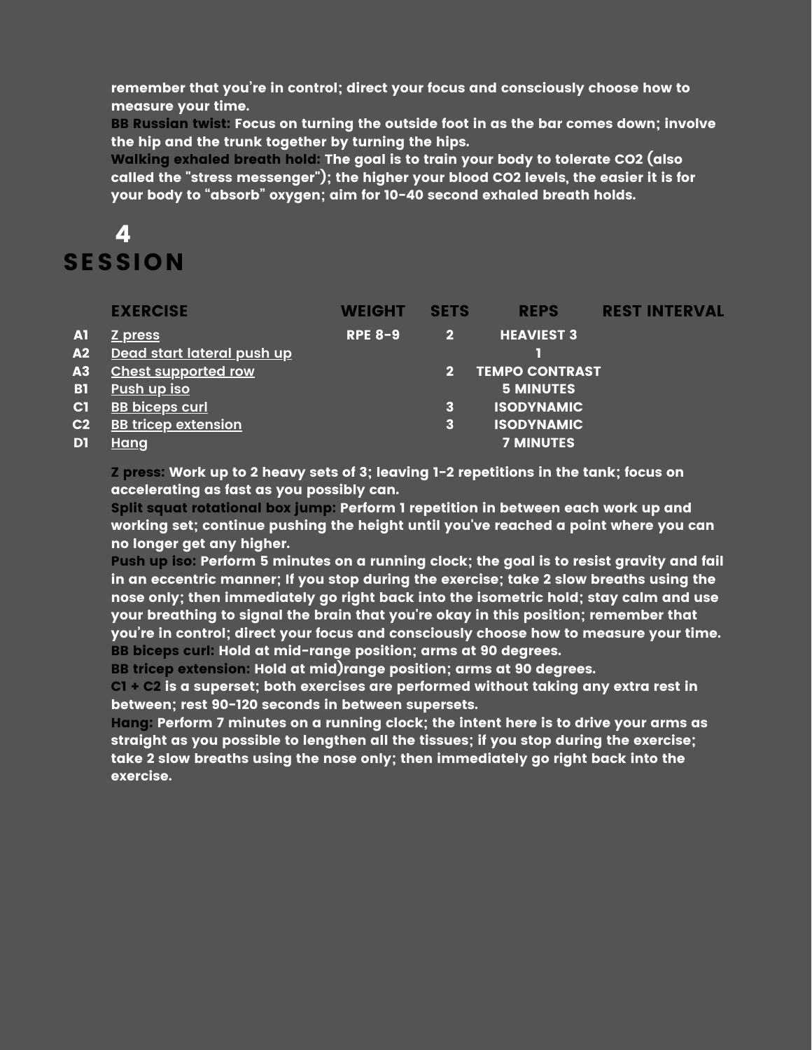remember that you're in control; direct your focus and consciously choose how to measure your time.

**BB Russian twist:** Focus on turning the outside foot in as the bar comes down; involve the hip and the trunk together by turning the hips.

**Walking exhaled breath hold:** The goal is to train your body to tolerate $CO_2$ (also called the "stress messenger"); the higher your blood $CO_2$ levels, the easier it is for your body to "absorb" oxygen; aim for 10-40 second exhaled breath holds.

# 4 SESSION

| | EXERCISE | WEIGHT | SETS | REPS | REST INTERVAL |
|---|---|---|---|---|---|
| A1 | Z press | RPE 8-9 | 2 | HEAVIEST 3 | |
| A2 | Dead start lateral push up | | | 1 | |
| A3 | Chest supported row | | 2 | TEMPO CONTRAST | |
| B1 | Push up iso | | | 5 MINUTES | |
| C1 | BB biceps curl | | 3 | ISODYNAMIC | |
| C2 | BB tricep extension | | 3 | ISODYNAMIC | |
| D1 | Hang | | | 7 MINUTES | |

**Z press:** Work up to 2 heavy sets of 3; leaving 1-2 repetitions in the tank; focus on accelerating as fast as you possibly can.

**Split squat rotational box jump:** Perform 1 repetition in between each work up and working set; continue pushing the height until you've reached a point where you can no longer get any higher.

**Push up iso:** Perform 5 minutes on a running clock; the goal is to resist gravity and fail in an eccentric manner; If you stop during the exercise; take 2 slow breaths using the nose only; then immediately go right back into the isometric hold; stay calm and use your breathing to signal the brain that you're okay in this position; remember that you're in control; direct your focus and consciously choose how to measure your time.

**BB biceps curl:** Hold at mid-range position; arms at 90 degrees.

**BB tricep extension:** Hold at mid)range position; arms at 90 degrees.

**C1 + C2** is a superset; both exercises are performed without taking any extra rest in between; rest 90-120 seconds in between supersets.

**Hang:** Perform 7 minutes on a running clock; the intent here is to drive your arms as straight as you possible to lengthen all the tissues; if you stop during the exercise; take 2 slow breaths using the nose only; then immediately go right back into the exercise.